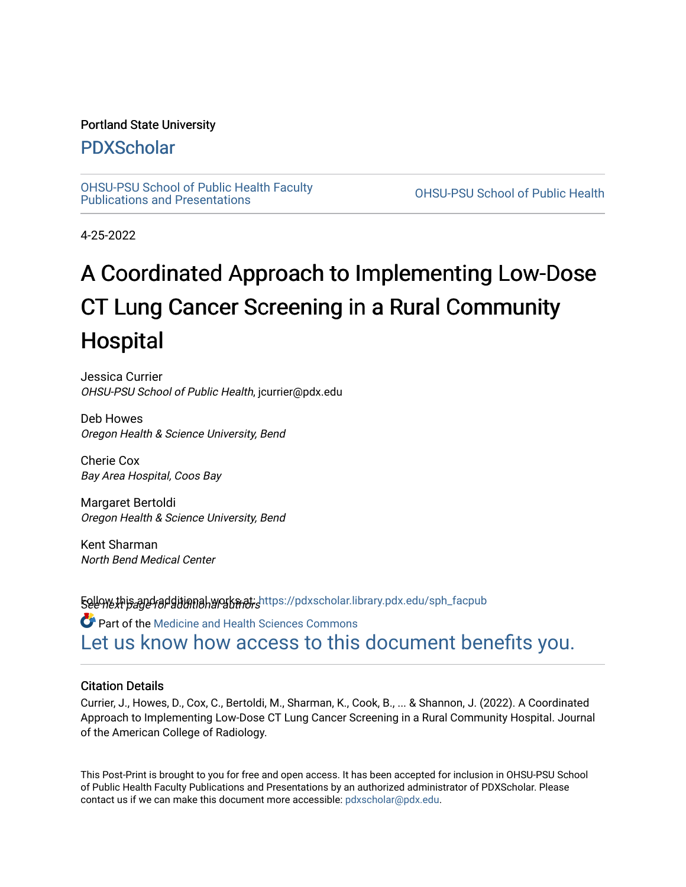Portland State University

# PDXScholar

OHSU-PSU School of Public Health Faculty Publications and Presentations

OHSU-PSU School of Public Health

4-25-2022

# A Coordinated Approach to Implementing Low-Dose CT Lung Cancer Screening in a Rural Community Hospital

Jessica Currier
*OHSU-PSU School of Public Health*, jcurrier@pdx.edu

Deb Howes
*Oregon Health & Science University, Bend*

Cherie Cox
*Bay Area Hospital, Coos Bay*

Margaret Bertoldi
*Oregon Health & Science University, Bend*

Kent Sharman
*North Bend Medical Center*

*See next page for additional authors*

Follow this and additional works at: https://pdxscholar.library.pdx.edu/sph_facpub

Part of the Medicine and Health Sciences Commons

Let us know how access to this document benefits you.

## Citation Details

Currier, J., Howes, D., Cox, C., Bertoldi, M., Sharman, K., Cook, B., ... & Shannon, J. (2022). A Coordinated Approach to Implementing Low-Dose CT Lung Cancer Screening in a Rural Community Hospital. Journal of the American College of Radiology.

This Post-Print is brought to you for free and open access. It has been accepted for inclusion in OHSU-PSU School of Public Health Faculty Publications and Presentations by an authorized administrator of PDXScholar. Please contact us if we can make this document more accessible: pdxscholar@pdx.edu.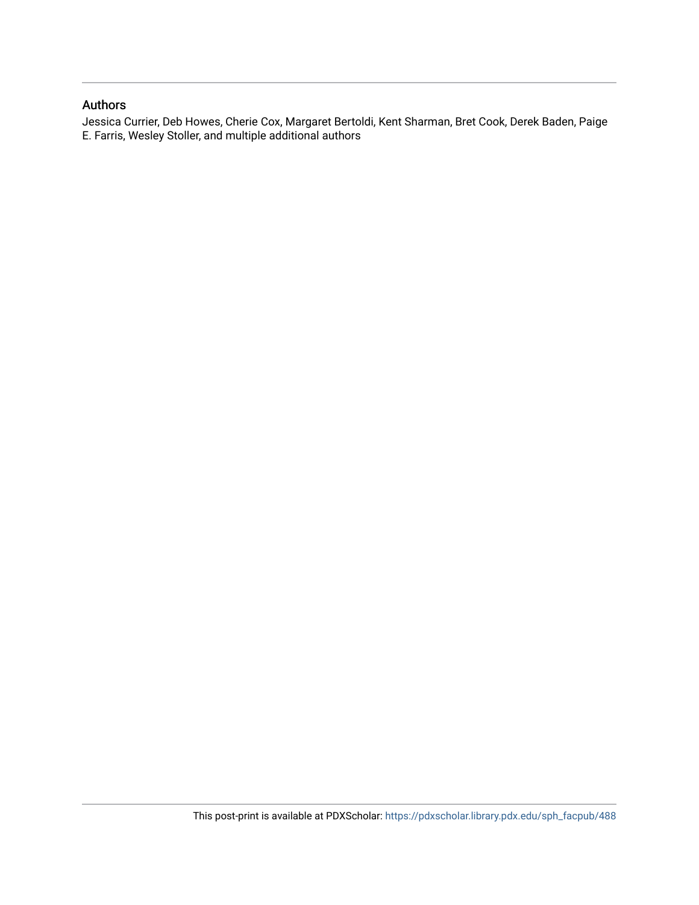## Authors

Jessica Currier, Deb Howes, Cherie Cox, Margaret Bertoldi, Kent Sharman, Bret Cook, Derek Baden, Paige E. Farris, Wesley Stoller, and multiple additional authors

This post-print is available at PDXScholar: https://pdxscholar.library.pdx.edu/sph_facpub/488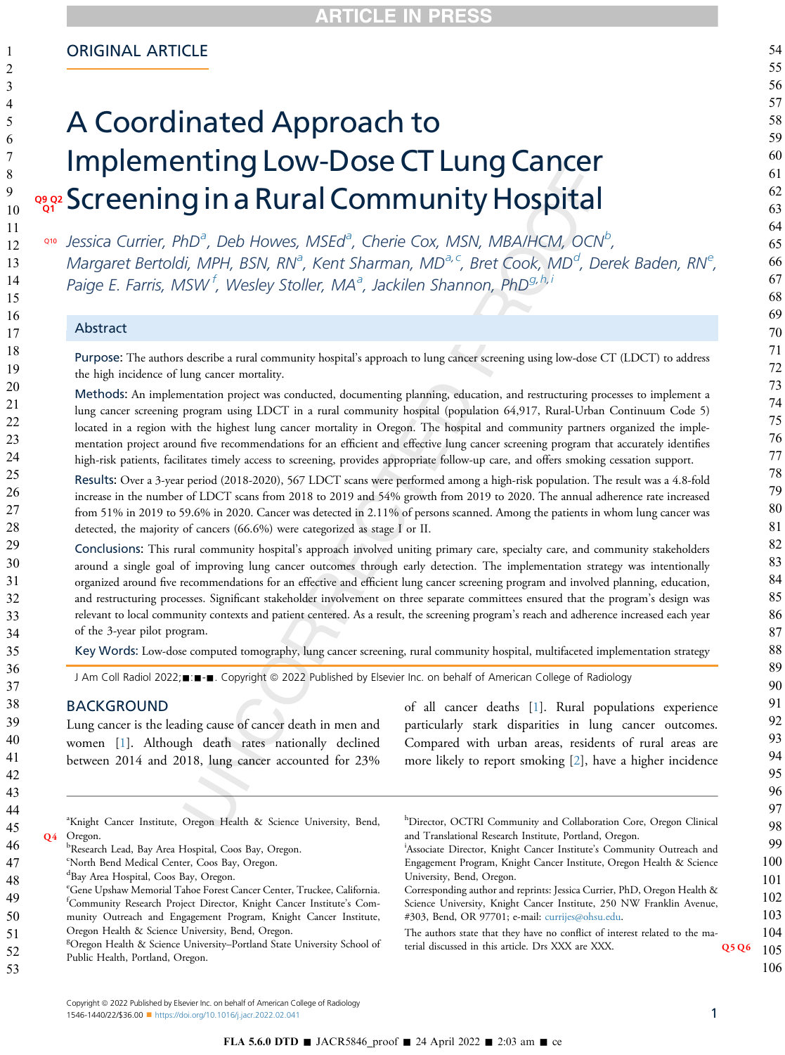ORIGINAL ARTICLE

# A Coordinated Approach to Implementing Low-Dose CT Lung Cancer Screening in a Rural Community Hospital

Jessica Currier, PhD[a], Deb Howes, MSEd[a], Cherie Cox, MSN, MBA/HCM, OCN[b], Margaret Bertoldi, MPH, BSN, RN[a], Kent Sharman, MD[a,c], Bret Cook, MD[d], Derek Baden, RN[e], Paige E. Farris, MSW[f], Wesley Stoller, MA[a], Jackilen Shannon, PhD[g,h,i]

## Abstract

**Purpose:** The authors describe a rural community hospital's approach to lung cancer screening using low-dose CT (LDCT) to address the high incidence of lung cancer mortality.

**Methods:** An implementation project was conducted, documenting planning, education, and restructuring processes to implement a lung cancer screening program using LDCT in a rural community hospital (population 64,917, Rural-Urban Continuum Code 5) located in a region with the highest lung cancer mortality in Oregon. The hospital and community partners organized the implementation project around five recommendations for an efficient and effective lung cancer screening program that accurately identifies high-risk patients, facilitates timely access to screening, provides appropriate follow-up care, and offers smoking cessation support.

**Results:** Over a 3-year period (2018-2020), 567 LDCT scans were performed among a high-risk population. The result was a 4.8-fold increase in the number of LDCT scans from 2018 to 2019 and 54% growth from 2019 to 2020. The annual adherence rate increased from 51% in 2019 to 59.6% in 2020. Cancer was detected in 2.11% of persons scanned. Among the patients in whom lung cancer was detected, the majority of cancers (66.6%) were categorized as stage I or II.

**Conclusions:** This rural community hospital's approach involved uniting primary care, specialty care, and community stakeholders around a single goal of improving lung cancer outcomes through early detection. The implementation strategy was intentionally organized around five recommendations for an effective and efficient lung cancer screening program and involved planning, education, and restructuring processes. Significant stakeholder involvement on three separate committees ensured that the program's design was relevant to local community contexts and patient centered. As a result, the screening program's reach and adherence increased each year of the 3-year pilot program.

**Key Words:** Low-dose computed tomography, lung cancer screening, rural community hospital, multifaceted implementation strategy

J Am Coll Radiol 2022;■:■-■. Copyright © 2022 Published by Elsevier Inc. on behalf of American College of Radiology

## BACKGROUND

Lung cancer is the leading cause of cancer death in men and women [1]. Although death rates nationally declined between 2014 and 2018, lung cancer accounted for 23% of all cancer deaths [1]. Rural populations experience particularly stark disparities in lung cancer outcomes. Compared with urban areas, residents of rural areas are more likely to report smoking [2], have a higher incidence

---

[a]Knight Cancer Institute, Oregon Health & Science University, Bend, Oregon.
[b]Research Lead, Bay Area Hospital, Coos Bay, Oregon.
[c]North Bend Medical Center, Coos Bay, Oregon.
[d]Bay Area Hospital, Coos Bay, Oregon.
[e]Gene Upshaw Memorial Tahoe Forest Cancer Center, Truckee, California.
[f]Community Research Project Director, Knight Cancer Institute's Community Outreach and Engagement Program, Knight Cancer Institute, Oregon Health & Science University, Bend, Oregon.
[g]Oregon Health & Science University–Portland State University School of Public Health, Portland, Oregon.
[h]Director, OCTRI Community and Collaboration Core, Oregon Clinical and Translational Research Institute, Portland, Oregon.
[i]Associate Director, Knight Cancer Institute's Community Outreach and Engagement Program, Knight Cancer Institute, Oregon Health & Science University, Bend, Oregon.

Corresponding author and reprints: Jessica Currier, PhD, Oregon Health & Science University, Knight Cancer Institute, 250 NW Franklin Avenue, #303, Bend, OR 97701; e-mail: currijes@ohsu.edu.

The authors state that they have no conflict of interest related to the material discussed in this article. Drs XXX are XXX.

Copyright © 2022 Published by Elsevier Inc. on behalf of American College of Radiology
1546-1440/22/$36.00 ■ https://doi.org/10.1016/j.jacr.2022.02.041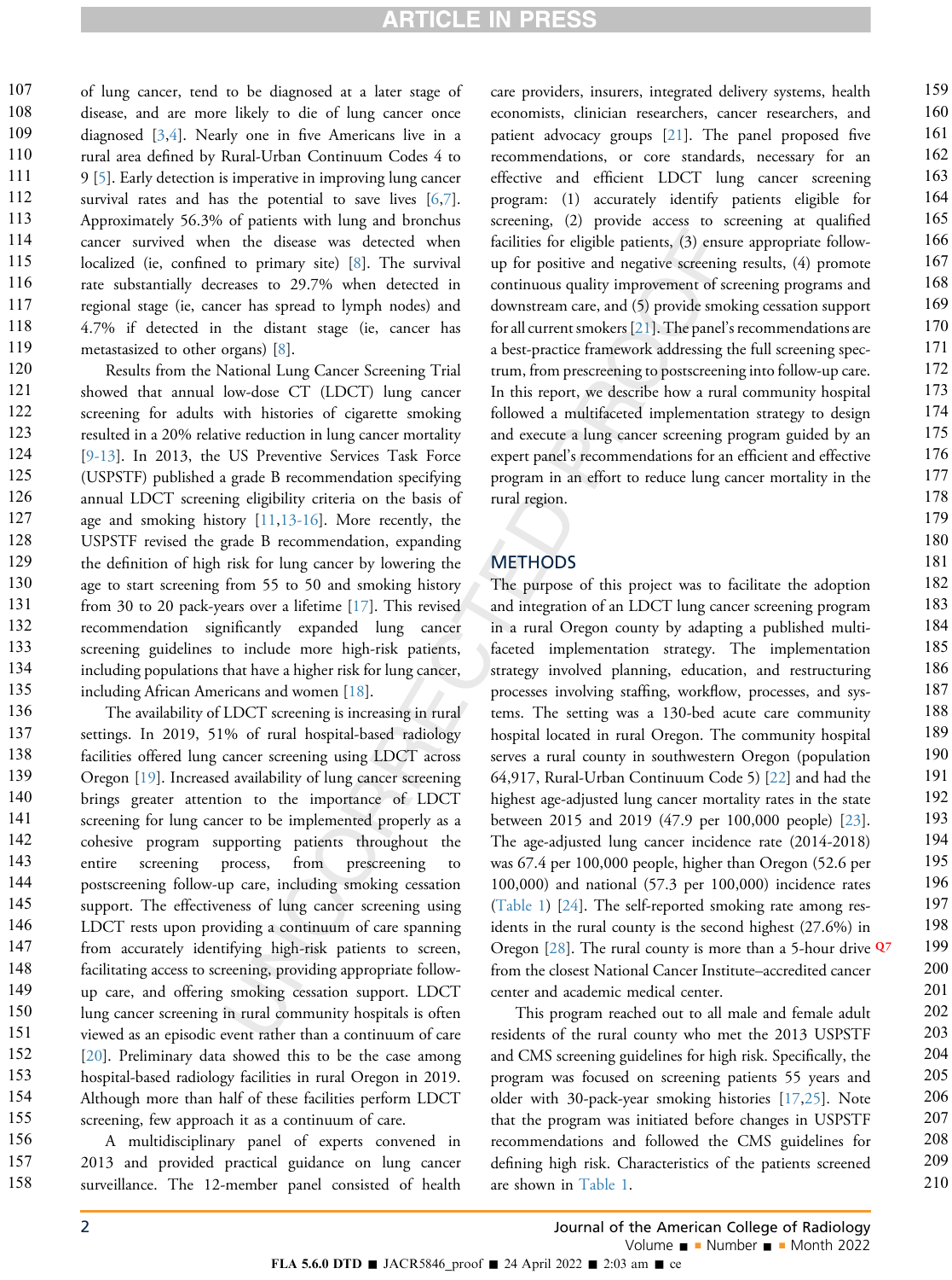of lung cancer, tend to be diagnosed at a later stage of disease, and are more likely to die of lung cancer once diagnosed [3,4]. Nearly one in five Americans live in a rural area defined by Rural-Urban Continuum Codes 4 to 9 [5]. Early detection is imperative in improving lung cancer survival rates and has the potential to save lives [6,7]. Approximately 56.3% of patients with lung and bronchus cancer survived when the disease was detected when localized (ie, confined to primary site) [8]. The survival rate substantially decreases to 29.7% when detected in regional stage (ie, cancer has spread to lymph nodes) and 4.7% if detected in the distant stage (ie, cancer has metastasized to other organs) [8].

Results from the National Lung Cancer Screening Trial showed that annual low-dose CT (LDCT) lung cancer screening for adults with histories of cigarette smoking resulted in a 20% relative reduction in lung cancer mortality [9-13]. In 2013, the US Preventive Services Task Force (USPSTF) published a grade B recommendation specifying annual LDCT screening eligibility criteria on the basis of age and smoking history [11,13-16]. More recently, the USPSTF revised the grade B recommendation, expanding the definition of high risk for lung cancer by lowering the age to start screening from 55 to 50 and smoking history from 30 to 20 pack-years over a lifetime [17]. This revised recommendation significantly expanded lung cancer screening guidelines to include more high-risk patients, including populations that have a higher risk for lung cancer, including African Americans and women [18].

The availability of LDCT screening is increasing in rural settings. In 2019, 51% of rural hospital-based radiology facilities offered lung cancer screening using LDCT across Oregon [19]. Increased availability of lung cancer screening brings greater attention to the importance of LDCT screening for lung cancer to be implemented properly as a cohesive program supporting patients throughout the entire screening process, from prescreening to postscreening follow-up care, including smoking cessation support. The effectiveness of lung cancer screening using LDCT rests upon providing a continuum of care spanning from accurately identifying high-risk patients to screen, facilitating access to screening, providing appropriate follow-up care, and offering smoking cessation support. LDCT lung cancer screening in rural community hospitals is often viewed as an episodic event rather than a continuum of care [20]. Preliminary data showed this to be the case among hospital-based radiology facilities in rural Oregon in 2019. Although more than half of these facilities perform LDCT screening, few approach it as a continuum of care.

A multidisciplinary panel of experts convened in 2013 and provided practical guidance on lung cancer surveillance. The 12-member panel consisted of health care providers, insurers, integrated delivery systems, health economists, clinician researchers, cancer researchers, and patient advocacy groups [21]. The panel proposed five recommendations, or core standards, necessary for an effective and efficient LDCT lung cancer screening program: (1) accurately identify patients eligible for screening, (2) provide access to screening at qualified facilities for eligible patients, (3) ensure appropriate follow-up for positive and negative screening results, (4) promote continuous quality improvement of screening programs and downstream care, and (5) provide smoking cessation support for all current smokers [21]. The panel's recommendations are a best-practice framework addressing the full screening spectrum, from prescreening to postscreening into follow-up care. In this report, we describe how a rural community hospital followed a multifaceted implementation strategy to design and execute a lung cancer screening program guided by an expert panel's recommendations for an efficient and effective program in an effort to reduce lung cancer mortality in the rural region.

## METHODS

The purpose of this project was to facilitate the adoption and integration of an LDCT lung cancer screening program in a rural Oregon county by adapting a published multifaceted implementation strategy. The implementation strategy involved planning, education, and restructuring processes involving staffing, workflow, processes, and systems. The setting was a 130-bed acute care community hospital located in rural Oregon. The community hospital serves a rural county in southwestern Oregon (population 64,917, Rural-Urban Continuum Code 5) [22] and had the highest age-adjusted lung cancer mortality rates in the state between 2015 and 2019 (47.9 per 100,000 people) [23]. The age-adjusted lung cancer incidence rate (2014-2018) was 67.4 per 100,000 people, higher than Oregon (52.6 per 100,000) and national (57.3 per 100,000) incidence rates (Table 1) [24]. The self-reported smoking rate among residents in the rural county is the second highest (27.6%) in Oregon [28]. The rural county is more than a 5-hour drive from the closest National Cancer Institute–accredited cancer center and academic medical center.

This program reached out to all male and female adult residents of the rural county who met the 2013 USPSTF and CMS screening guidelines for high risk. Specifically, the program was focused on screening patients 55 years and older with 30-pack-year smoking histories [17,25]. Note that the program was initiated before changes in USPSTF recommendations and followed the CMS guidelines for defining high risk. Characteristics of the patients screened are shown in Table 1.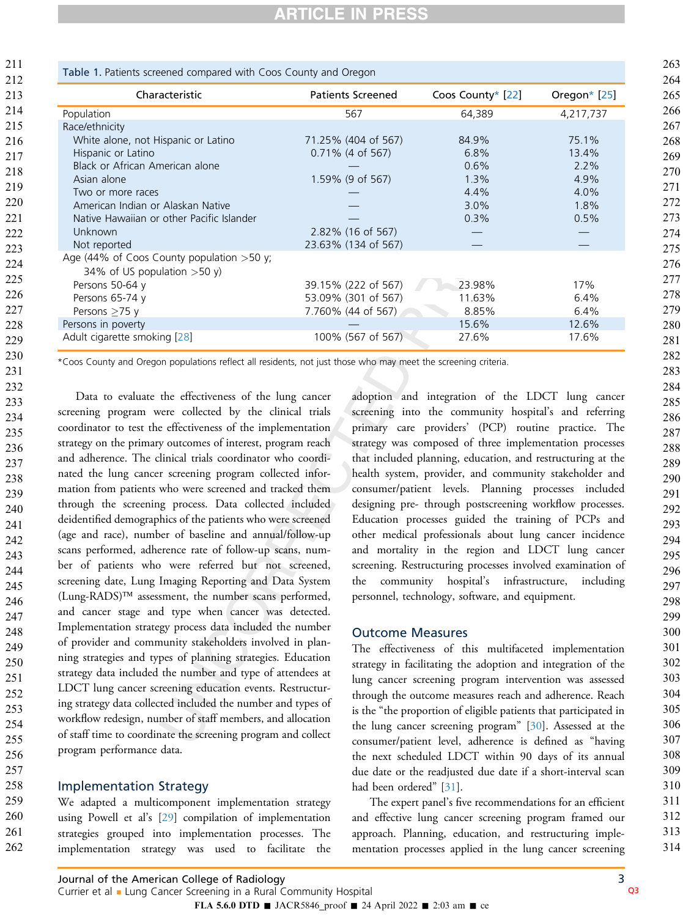Table 1. Patients screened compared with Coos County and Oregon

| Characteristic | Patients Screened | Coos County* [22] | Oregon* [25] |
|---|---|---|---|
| Population | 567 | 64,389 | 4,217,737 |
| Race/ethnicity | | | |
| White alone, not Hispanic or Latino | 71.25% (404 of 567) | 84.9% | 75.1% |
| Hispanic or Latino | 0.71% (4 of 567) | 6.8% | 13.4% |
| Black or African American alone | — | 0.6% | 2.2% |
| Asian alone | 1.59% (9 of 567) | 1.3% | 4.9% |
| Two or more races | — | 4.4% | 4.0% |
| American Indian or Alaskan Native | — | 3.0% | 1.8% |
| Native Hawaiian or other Pacific Islander | — | 0.3% | 0.5% |
| Unknown | 2.82% (16 of 567) | — | — |
| Not reported | 23.63% (134 of 567) | — | — |
| Age (44% of Coos County population >50 y; 34% of US population >50 y) | | | |
| Persons 50-64 y | 39.15% (222 of 567) | 23.98% | 17% |
| Persons 65-74 y | 53.09% (301 of 567) | 11.63% | 6.4% |
| Persons ≥75 y | 7.760% (44 of 567) | 8.85% | 6.4% |
| Persons in poverty | — | 15.6% | 12.6% |
| Adult cigarette smoking [28] | 100% (567 of 567) | 27.6% | 17.6% |

*Coos County and Oregon populations reflect all residents, not just those who may meet the screening criteria.

Data to evaluate the effectiveness of the lung cancer screening program were collected by the clinical trials coordinator to test the effectiveness of the implementation strategy on the primary outcomes of interest, program reach and adherence. The clinical trials coordinator who coordinated the lung cancer screening program collected information from patients who were screened and tracked them through the screening process. Data collected included deidentified demographics of the patients who were screened (age and race), number of baseline and annual/follow-up scans performed, adherence rate of follow-up scans, number of patients who were referred but not screened, screening date, Lung Imaging Reporting and Data System (Lung-RADS)™ assessment, the number scans performed, and cancer stage and type when cancer was detected. Implementation strategy process data included the number of provider and community stakeholders involved in planning strategies and types of planning strategies. Education strategy data included the number and type of attendees at LDCT lung cancer screening education events. Restructuring strategy data collected included the number and types of workflow redesign, number of staff members, and allocation of staff time to coordinate the screening program and collect program performance data.

## Implementation Strategy

We adapted a multicomponent implementation strategy using Powell et al's [29] compilation of implementation strategies grouped into implementation processes. The implementation strategy was used to facilitate the adoption and integration of the LDCT lung cancer screening into the community hospital's and referring primary care providers' (PCP) routine practice. The strategy was composed of three implementation processes that included planning, education, and restructuring at the health system, provider, and community stakeholder and consumer/patient levels. Planning processes included designing pre- through postscreening workflow processes. Education processes guided the training of PCPs and other medical professionals about lung cancer incidence and mortality in the region and LDCT lung cancer screening. Restructuring processes involved examination of the community hospital's infrastructure, including personnel, technology, software, and equipment.

## Outcome Measures

The effectiveness of this multifaceted implementation strategy in facilitating the adoption and integration of the lung cancer screening program intervention was assessed through the outcome measures reach and adherence. Reach is the "the proportion of eligible patients that participated in the lung cancer screening program" [30]. Assessed at the consumer/patient level, adherence is defined as "having the next scheduled LDCT within 90 days of its annual due date or the readjusted due date if a short-interval scan had been ordered" [31].

The expert panel's five recommendations for an efficient and effective lung cancer screening program framed our approach. Planning, education, and restructuring implementation processes applied in the lung cancer screening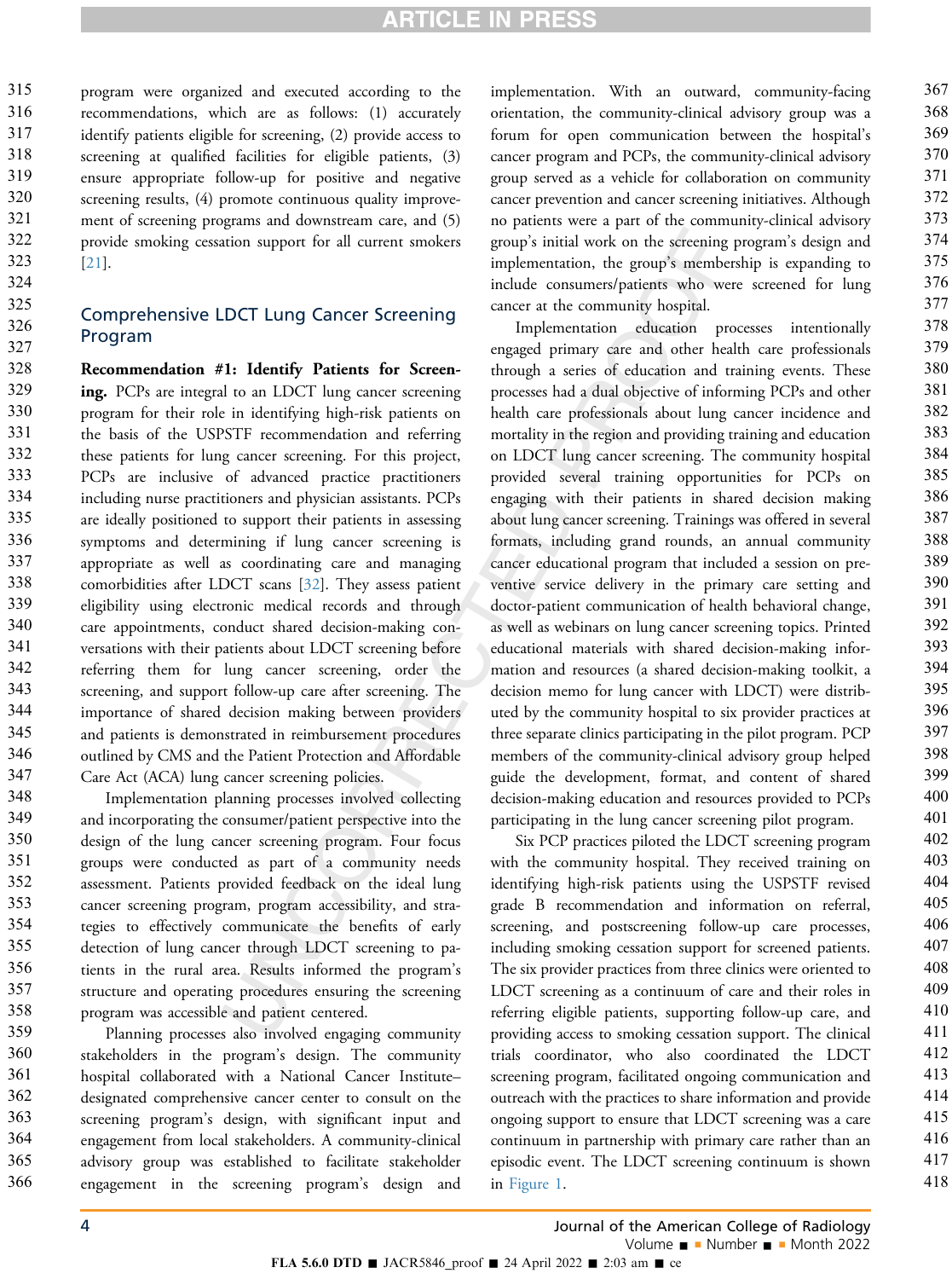program were organized and executed according to the recommendations, which are as follows: (1) accurately identify patients eligible for screening, (2) provide access to screening at qualified facilities for eligible patients, (3) ensure appropriate follow-up for positive and negative screening results, (4) promote continuous quality improvement of screening programs and downstream care, and (5) provide smoking cessation support for all current smokers [21].

## Comprehensive LDCT Lung Cancer Screening Program

**Recommendation #1: Identify Patients for Screening.** PCPs are integral to an LDCT lung cancer screening program for their role in identifying high-risk patients on the basis of the USPSTF recommendation and referring these patients for lung cancer screening. For this project, PCPs are inclusive of advanced practice practitioners including nurse practitioners and physician assistants. PCPs are ideally positioned to support their patients in assessing symptoms and determining if lung cancer screening is appropriate as well as coordinating care and managing comorbidities after LDCT scans [32]. They assess patient eligibility using electronic medical records and through care appointments, conduct shared decision-making conversations with their patients about LDCT screening before referring them for lung cancer screening, order the screening, and support follow-up care after screening. The importance of shared decision making between providers and patients is demonstrated in reimbursement procedures outlined by CMS and the Patient Protection and Affordable Care Act (ACA) lung cancer screening policies.

Implementation planning processes involved collecting and incorporating the consumer/patient perspective into the design of the lung cancer screening program. Four focus groups were conducted as part of a community needs assessment. Patients provided feedback on the ideal lung cancer screening program, program accessibility, and strategies to effectively communicate the benefits of early detection of lung cancer through LDCT screening to patients in the rural area. Results informed the program's structure and operating procedures ensuring the screening program was accessible and patient centered.

Planning processes also involved engaging community stakeholders in the program's design. The community hospital collaborated with a National Cancer Institute–designated comprehensive cancer center to consult on the screening program's design, with significant input and engagement from local stakeholders. A community-clinical advisory group was established to facilitate stakeholder engagement in the screening program's design and implementation. With an outward, community-facing orientation, the community-clinical advisory group was a forum for open communication between the hospital's cancer program and PCPs, the community-clinical advisory group served as a vehicle for collaboration on community cancer prevention and cancer screening initiatives. Although no patients were a part of the community-clinical advisory group's initial work on the screening program's design and implementation, the group's membership is expanding to include consumers/patients who were screened for lung cancer at the community hospital.

Implementation education processes intentionally engaged primary care and other health care professionals through a series of education and training events. These processes had a dual objective of informing PCPs and other health care professionals about lung cancer incidence and mortality in the region and providing training and education on LDCT lung cancer screening. The community hospital provided several training opportunities for PCPs on engaging with their patients in shared decision making about lung cancer screening. Trainings was offered in several formats, including grand rounds, an annual community cancer educational program that included a session on preventive service delivery in the primary care setting and doctor-patient communication of health behavioral change, as well as webinars on lung cancer screening topics. Printed educational materials with shared decision-making information and resources (a shared decision-making toolkit, a decision memo for lung cancer with LDCT) were distributed by the community hospital to six provider practices at three separate clinics participating in the pilot program. PCP members of the community-clinical advisory group helped guide the development, format, and content of shared decision-making education and resources provided to PCPs participating in the lung cancer screening pilot program.

Six PCP practices piloted the LDCT screening program with the community hospital. They received training on identifying high-risk patients using the USPSTF revised grade B recommendation and information on referral, screening, and postscreening follow-up care processes, including smoking cessation support for screened patients. The six provider practices from three clinics were oriented to LDCT screening as a continuum of care and their roles in referring eligible patients, supporting follow-up care, and providing access to smoking cessation support. The clinical trials coordinator, who also coordinated the LDCT screening program, facilitated ongoing communication and outreach with the practices to share information and provide ongoing support to ensure that LDCT screening was a care continuum in partnership with primary care rather than an episodic event. The LDCT screening continuum is shown in Figure 1.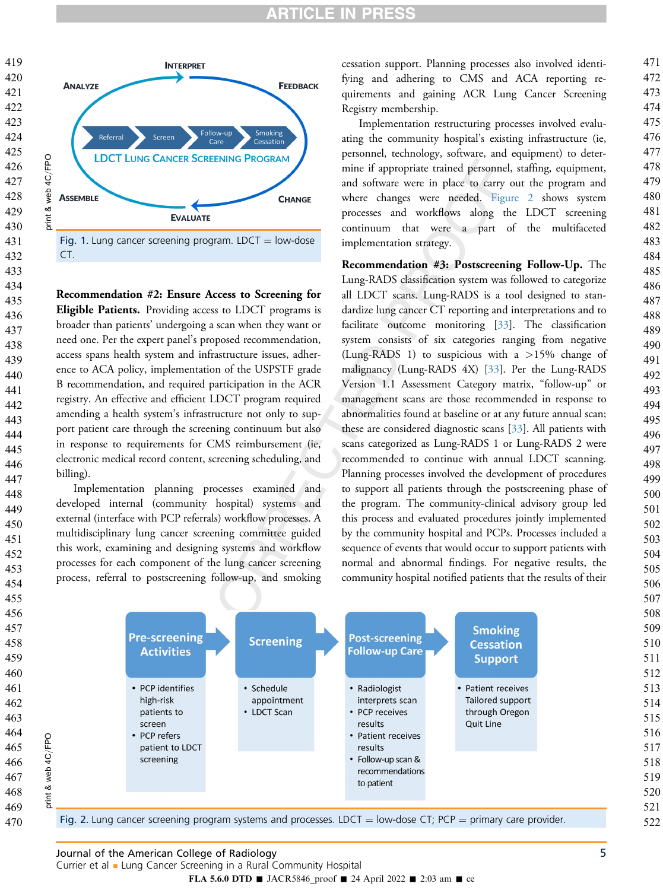Fig. 1. Lung cancer screening program. LDCT = low-dose CT.

**Recommendation #2: Ensure Access to Screening for Eligible Patients.** Providing access to LDCT programs is broader than patients' undergoing a scan when they want or need one. Per the expert panel's proposed recommendation, access spans health system and infrastructure issues, adherence to ACA policy, implementation of the USPSTF grade B recommendation, and required participation in the ACR registry. An effective and efficient LDCT program required amending a health system's infrastructure not only to support patient care through the screening continuum but also in response to requirements for CMS reimbursement (ie, electronic medical record content, screening scheduling, and billing).

Implementation planning processes examined and developed internal (community hospital) systems and external (interface with PCP referrals) workflow processes. A multidisciplinary lung cancer screening committee guided this work, examining and designing systems and workflow processes for each component of the lung cancer screening process, referral to postscreening follow-up, and smoking cessation support. Planning processes also involved identifying and adhering to CMS and ACA reporting requirements and gaining ACR Lung Cancer Screening Registry membership.

Implementation restructuring processes involved evaluating the community hospital's existing infrastructure (ie, personnel, technology, software, and equipment) to determine if appropriate trained personnel, staffing, equipment, and software were in place to carry out the program and where changes were needed. Figure 2 shows system processes and workflows along the LDCT screening continuum that were a part of the multifaceted implementation strategy.

**Recommendation #3: Postscreening Follow-Up.** The Lung-RADS classification system was followed to categorize all LDCT scans. Lung-RADS is a tool designed to standardize lung cancer CT reporting and interpretations and to facilitate outcome monitoring [33]. The classification system consists of six categories ranging from negative (Lung-RADS 1) to suspicious with a >15% change of malignancy (Lung-RADS 4X) [33]. Per the Lung-RADS Version 1.1 Assessment Category matrix, "follow-up" or management scans are those recommended in response to abnormalities found at baseline or at any future annual scan; these are considered diagnostic scans [33]. All patients with scans categorized as Lung-RADS 1 or Lung-RADS 2 were recommended to continue with annual LDCT scanning. Planning processes involved the development of procedures to support all patients through the postscreening phase of the program. The community-clinical advisory group led this process and evaluated procedures jointly implemented by the community hospital and PCPs. Processes included a sequence of events that would occur to support patients with normal and abnormal findings. For negative results, the community hospital notified patients that the results of their

Fig. 2. Lung cancer screening program systems and processes. LDCT = low-dose CT; PCP = primary care provider.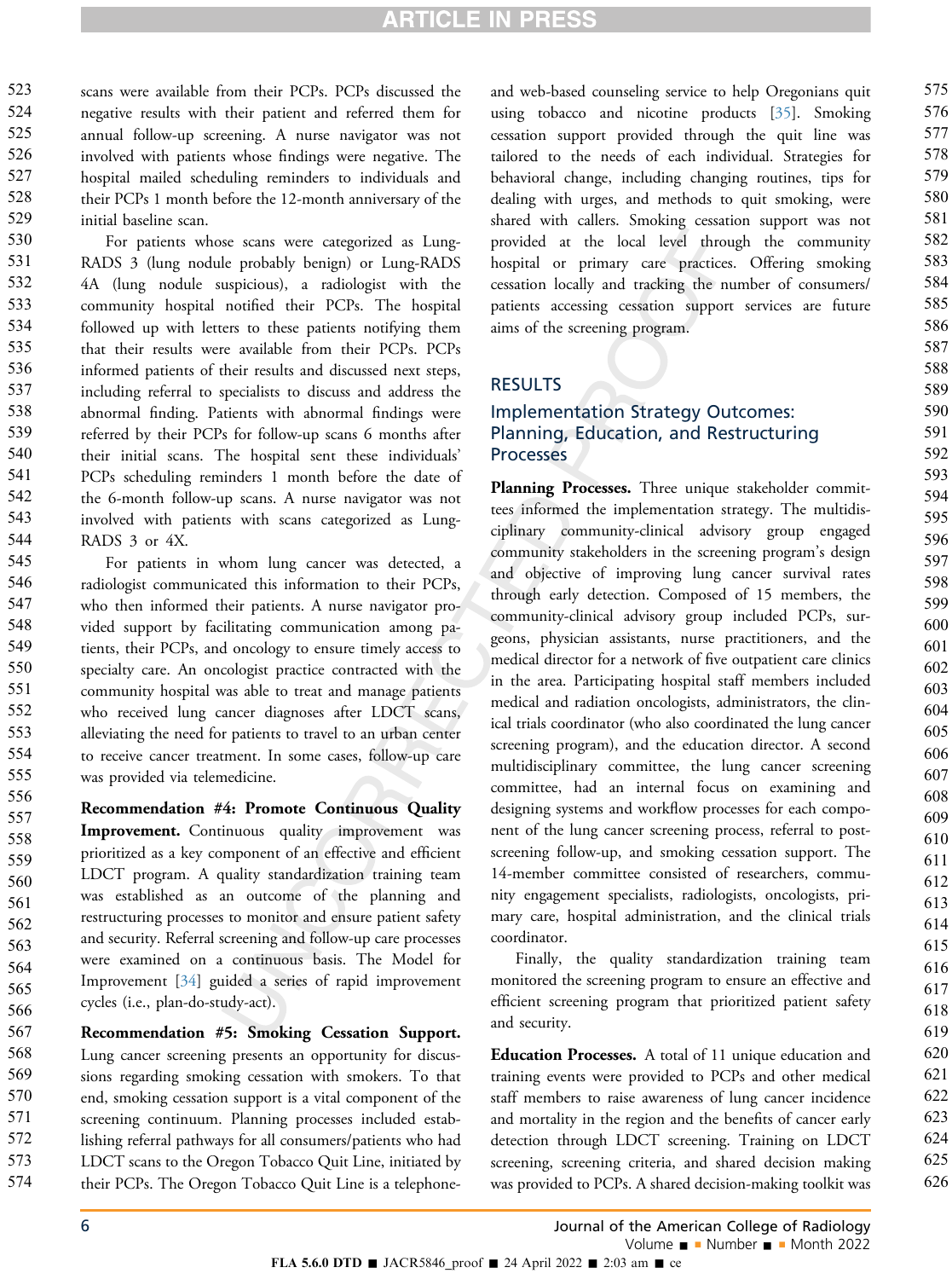scans were available from their PCPs. PCPs discussed the negative results with their patient and referred them for annual follow-up screening. A nurse navigator was not involved with patients whose findings were negative. The hospital mailed scheduling reminders to individuals and their PCPs 1 month before the 12-month anniversary of the initial baseline scan.

For patients whose scans were categorized as Lung-RADS 3 (lung nodule probably benign) or Lung-RADS 4A (lung nodule suspicious), a radiologist with the community hospital notified their PCPs. The hospital followed up with letters to these patients notifying them that their results were available from their PCPs. PCPs informed patients of their results and discussed next steps, including referral to specialists to discuss and address the abnormal finding. Patients with abnormal findings were referred by their PCPs for follow-up scans 6 months after their initial scans. The hospital sent these individuals' PCPs scheduling reminders 1 month before the date of the 6-month follow-up scans. A nurse navigator was not involved with patients with scans categorized as Lung-RADS 3 or 4X.

For patients in whom lung cancer was detected, a radiologist communicated this information to their PCPs, who then informed their patients. A nurse navigator provided support by facilitating communication among patients, their PCPs, and oncology to ensure timely access to specialty care. An oncologist practice contracted with the community hospital was able to treat and manage patients who received lung cancer diagnoses after LDCT scans, alleviating the need for patients to travel to an urban center to receive cancer treatment. In some cases, follow-up care was provided via telemedicine.

**Recommendation #4: Promote Continuous Quality Improvement.** Continuous quality improvement was prioritized as a key component of an effective and efficient LDCT program. A quality standardization training team was established as an outcome of the planning and restructuring processes to monitor and ensure patient safety and security. Referral screening and follow-up care processes were examined on a continuous basis. The Model for Improvement [34] guided a series of rapid improvement cycles (i.e., plan-do-study-act).

**Recommendation #5: Smoking Cessation Support.** Lung cancer screening presents an opportunity for discussions regarding smoking cessation with smokers. To that end, smoking cessation support is a vital component of the screening continuum. Planning processes included establishing referral pathways for all consumers/patients who had LDCT scans to the Oregon Tobacco Quit Line, initiated by their PCPs. The Oregon Tobacco Quit Line is a telephone- and web-based counseling service to help Oregonians quit using tobacco and nicotine products [35]. Smoking cessation support provided through the quit line was tailored to the needs of each individual. Strategies for behavioral change, including changing routines, tips for dealing with urges, and methods to quit smoking, were shared with callers. Smoking cessation support was not provided at the local level through the community hospital or primary care practices. Offering smoking cessation locally and tracking the number of consumers/patients accessing cessation support services are future aims of the screening program.

## RESULTS

### Implementation Strategy Outcomes: Planning, Education, and Restructuring Processes

**Planning Processes.** Three unique stakeholder committees informed the implementation strategy. The multidisciplinary community-clinical advisory group engaged community stakeholders in the screening program's design and objective of improving lung cancer survival rates through early detection. Composed of 15 members, the community-clinical advisory group included PCPs, surgeons, physician assistants, nurse practitioners, and the medical director for a network of five outpatient care clinics in the area. Participating hospital staff members included medical and radiation oncologists, administrators, the clinical trials coordinator (who also coordinated the lung cancer screening program), and the education director. A second multidisciplinary committee, the lung cancer screening committee, had an internal focus on examining and designing systems and workflow processes for each component of the lung cancer screening process, referral to post-screening follow-up, and smoking cessation support. The 14-member committee consisted of researchers, community engagement specialists, radiologists, oncologists, primary care, hospital administration, and the clinical trials coordinator.

Finally, the quality standardization training team monitored the screening program to ensure an effective and efficient screening program that prioritized patient safety and security.

**Education Processes.** A total of 11 unique education and training events were provided to PCPs and other medical staff members to raise awareness of lung cancer incidence and mortality in the region and the benefits of cancer early detection through LDCT screening. Training on LDCT screening, screening criteria, and shared decision making was provided to PCPs. A shared decision-making toolkit was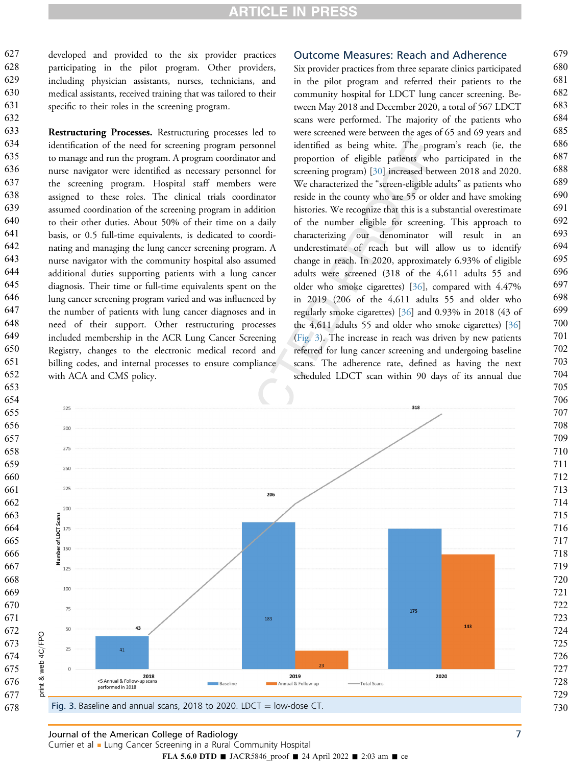developed and provided to the six provider practices participating in the pilot program. Other providers, including physician assistants, nurses, technicians, and medical assistants, received training that was tailored to their specific to their roles in the screening program.

**Restructuring Processes.** Restructuring processes led to identification of the need for screening program personnel to manage and run the program. A program coordinator and nurse navigator were identified as necessary personnel for the screening program. Hospital staff members were assigned to these roles. The clinical trials coordinator assumed coordination of the screening program in addition to their other duties. About 50% of their time on a daily basis, or 0.5 full-time equivalents, is dedicated to coordinating and managing the lung cancer screening program. A nurse navigator with the community hospital also assumed additional duties supporting patients with a lung cancer diagnosis. Their time or full-time equivalents spent on the lung cancer screening program varied and was influenced by the number of patients with lung cancer diagnoses and in need of their support. Other restructuring processes included membership in the ACR Lung Cancer Screening Registry, changes to the electronic medical record and billing codes, and internal processes to ensure compliance with ACA and CMS policy.

## Outcome Measures: Reach and Adherence

Six provider practices from three separate clinics participated in the pilot program and referred their patients to the community hospital for LDCT lung cancer screening. Between May 2018 and December 2020, a total of 567 LDCT scans were performed. The majority of the patients who were screened were between the ages of 65 and 69 years and identified as being white. The program's reach (ie, the proportion of eligible patients who participated in the screening program) [30] increased between 2018 and 2020. We characterized the "screen-eligible adults" as patients who reside in the county who are 55 or older and have smoking histories. We recognize that this is a substantial overestimate of the number eligible for screening. This approach to characterizing our denominator will result in an underestimate of reach but will allow us to identify change in reach. In 2020, approximately 6.93% of eligible adults were screened (318 of the 4,611 adults 55 and older who smoke cigarettes) [36], compared with 4.47% in 2019 (206 of the 4,611 adults 55 and older who regularly smoke cigarettes) [36] and 0.93% in 2018 (43 of the 4,611 adults 55 and older who smoke cigarettes) [36] (Fig. 3). The increase in reach was driven by new patients referred for lung cancer screening and undergoing baseline scans. The adherence rate, defined as having the next scheduled LDCT scan within 90 days of its annual due

Fig. 3. Baseline and annual scans, 2018 to 2020. LDCT = low-dose CT.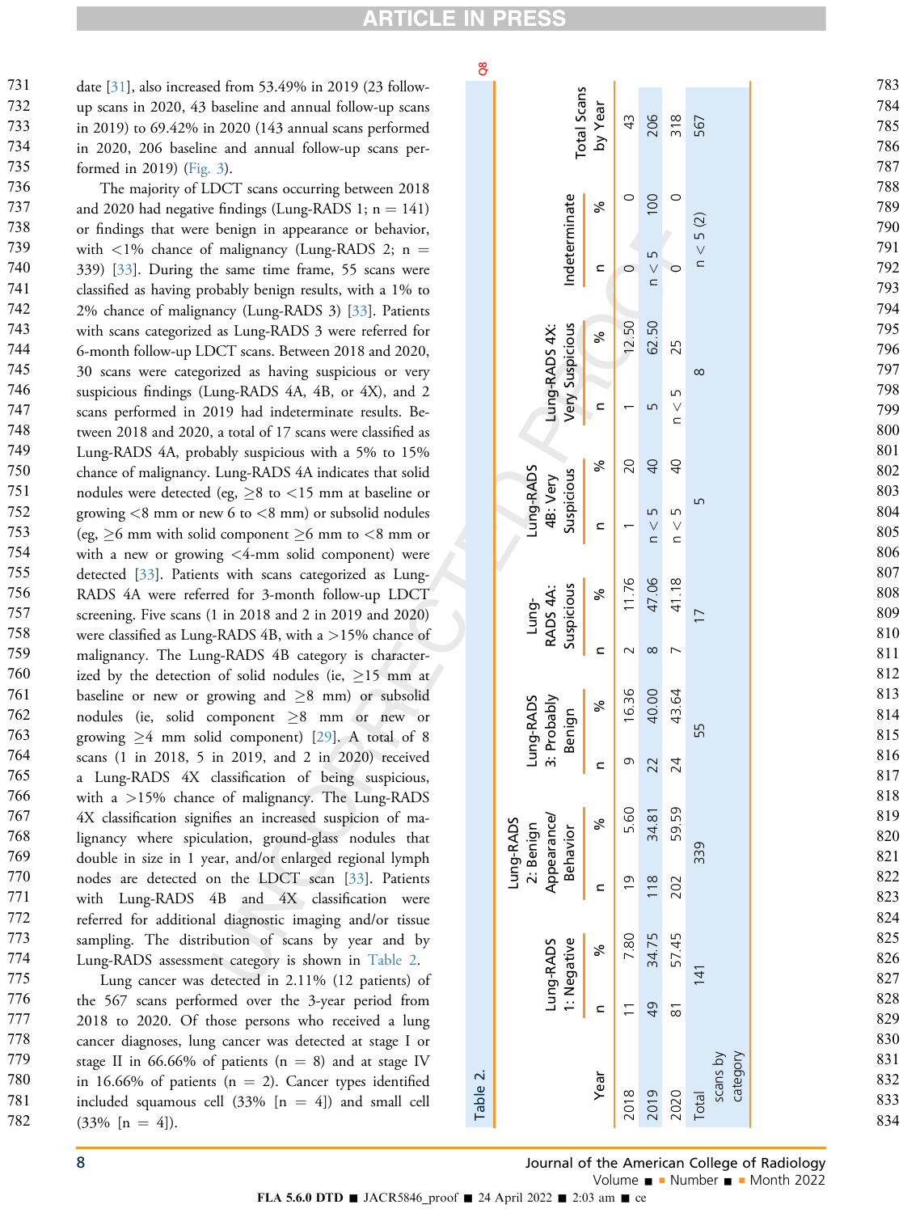date [31], also increased from 53.49% in 2019 (23 follow-up scans in 2020, 43 baseline and annual follow-up scans in 2019) to 69.42% in 2020 (143 annual scans performed in 2020, 206 baseline and annual follow-up scans performed in 2019) (Fig. 3).

The majority of LDCT scans occurring between 2018 and 2020 had negative findings (Lung-RADS 1; n = 141) or findings that were benign in appearance or behavior, with <1% chance of malignancy (Lung-RADS 2; n = 339) [33]. During the same time frame, 55 scans were classified as having probably benign results, with a 1% to 2% chance of malignancy (Lung-RADS 3) [33]. Patients with scans categorized as Lung-RADS 3 were referred for 6-month follow-up LDCT scans. Between 2018 and 2020, 30 scans were categorized as having suspicious or very suspicious findings (Lung-RADS 4A, 4B, or 4X), and 2 scans performed in 2019 had indeterminate results. Between 2018 and 2020, a total of 17 scans were classified as Lung-RADS 4A, probably suspicious with a 5% to 15% chance of malignancy. Lung-RADS 4A indicates that solid nodules were detected (eg, ≥8 to <15 mm at baseline or growing <8 mm or new 6 to <8 mm) or subsolid nodules (eg, ≥6 mm with solid component ≥6 mm to <8 mm or with a new or growing <4-mm solid component) were detected [33]. Patients with scans categorized as Lung-RADS 4A were referred for 3-month follow-up LDCT screening. Five scans (1 in 2018 and 2 in 2019 and 2020) were classified as Lung-RADS 4B, with a >15% chance of malignancy. The Lung-RADS 4B category is characterized by the detection of solid nodules (ie, ≥15 mm at baseline or new or growing and ≥8 mm) or subsolid nodules (ie, solid component ≥8 mm or new or growing ≥4 mm solid component) [29]. A total of 8 scans (1 in 2018, 5 in 2019, and 2 in 2020) received a Lung-RADS 4X classification of being suspicious, with a >15% chance of malignancy. The Lung-RADS 4X classification signifies an increased suspicion of malignancy where spiculation, ground-glass nodules that double in size in 1 year, and/or enlarged regional lymph nodes are detected on the LDCT scan [33]. Patients with Lung-RADS 4B and 4X classification were referred for additional diagnostic imaging and/or tissue sampling. The distribution of scans by year and by Lung-RADS assessment category is shown in Table 2.

Lung cancer was detected in 2.11% (12 patients) of the 567 scans performed over the 3-year period from 2018 to 2020. Of those persons who received a lung cancer diagnoses, lung cancer was detected at stage I or stage II in 66.66% of patients (n = 8) and at stage IV in 16.66% of patients (n = 2). Cancer types identified included squamous cell (33% [n = 4]) and small cell (33% [n = 4]).

Table 2.

| Year | Lung-RADS 1: Negative | | Lung-RADS 2: Benign Appearance/ Behavior | | Lung-RADS 3: Probably Benign | | Lung-RADS 4A: Suspicious | | Lung-RADS 4B: Very Suspicious | | Lung-RADS 4X: Very Suspicious | | Indeterminate | | Total Scans by Year |
|---|---|---|---|---|---|---|---|---|---|---|---|---|---|---|---|
| | n | % | n | % | n | % | n | % | n | % | n | % | n | % | |
| 2018 | 11 | 7.80 | 19 | 5.60 | 9 | 16.36 | 2 | 11.76 | 1 | 20 | 1 | 12.50 | 0 | 0 | 43 |
| 2019 | 49 | 34.75 | 118 | 34.81 | 22 | 40.00 | 8 | 47.06 | n < 5 | 40 | 5 | 62.50 | n < 5 | 100 | 206 |
| 2020 | 81 | 57.45 | 202 | 59.59 | 24 | 43.64 | 7 | 41.18 | n < 5 | 40 | n < 5 | 25 | 0 | 0 | 318 |
| Total scans by category | 141 | | 339 | | 55 | | 17 | | 5 | | 8 | | n < 5 (2) | | 567 |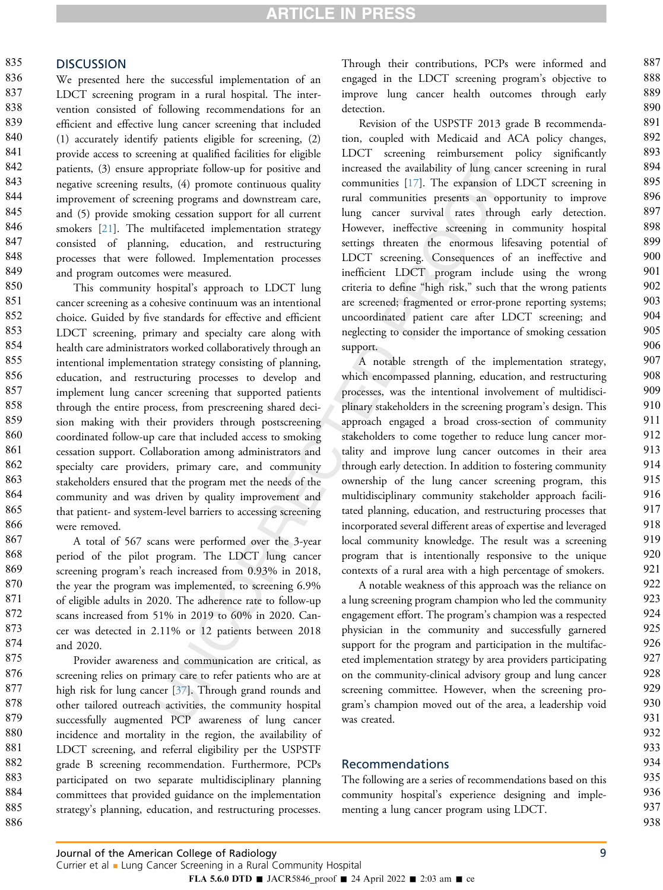## DISCUSSION

We presented here the successful implementation of an LDCT screening program in a rural hospital. The intervention consisted of following recommendations for an efficient and effective lung cancer screening that included (1) accurately identify patients eligible for screening, (2) provide access to screening at qualified facilities for eligible patients, (3) ensure appropriate follow-up for positive and negative screening results, (4) promote continuous quality improvement of screening programs and downstream care, and (5) provide smoking cessation support for all current smokers [21]. The multifaceted implementation strategy consisted of planning, education, and restructuring processes that were followed. Implementation processes and program outcomes were measured.

This community hospital's approach to LDCT lung cancer screening as a cohesive continuum was an intentional choice. Guided by five standards for effective and efficient LDCT screening, primary and specialty care along with health care administrators worked collaboratively through an intentional implementation strategy consisting of planning, education, and restructuring processes to develop and implement lung cancer screening that supported patients through the entire process, from prescreening shared decision making with their providers through postscreening coordinated follow-up care that included access to smoking cessation support. Collaboration among administrators and specialty care providers, primary care, and community stakeholders ensured that the program met the needs of the community and was driven by quality improvement and that patient- and system-level barriers to accessing screening were removed.

A total of 567 scans were performed over the 3-year period of the pilot program. The LDCT lung cancer screening program's reach increased from 0.93% in 2018, the year the program was implemented, to screening 6.9% of eligible adults in 2020. The adherence rate to follow-up scans increased from 51% in 2019 to 60% in 2020. Cancer was detected in 2.11% or 12 patients between 2018 and 2020.

Provider awareness and communication are critical, as screening relies on primary care to refer patients who are at high risk for lung cancer [37]. Through grand rounds and other tailored outreach activities, the community hospital successfully augmented PCP awareness of lung cancer incidence and mortality in the region, the availability of LDCT screening, and referral eligibility per the USPSTF grade B screening recommendation. Furthermore, PCPs participated on two separate multidisciplinary planning committees that provided guidance on the implementation strategy's planning, education, and restructuring processes. Through their contributions, PCPs were informed and engaged in the LDCT screening program's objective to improve lung cancer health outcomes through early detection.

Revision of the USPSTF 2013 grade B recommendation, coupled with Medicaid and ACA policy changes, LDCT screening reimbursement policy significantly increased the availability of lung cancer screening in rural communities [17]. The expansion of LDCT screening in rural communities presents an opportunity to improve lung cancer survival rates through early detection. However, ineffective screening in community hospital settings threaten the enormous lifesaving potential of LDCT screening. Consequences of an ineffective and inefficient LDCT program include using the wrong criteria to define "high risk," such that the wrong patients are screened; fragmented or error-prone reporting systems; uncoordinated patient care after LDCT screening; and neglecting to consider the importance of smoking cessation support.

A notable strength of the implementation strategy, which encompassed planning, education, and restructuring processes, was the intentional involvement of multidisciplinary stakeholders in the screening program's design. This approach engaged a broad cross-section of community stakeholders to come together to reduce lung cancer mortality and improve lung cancer outcomes in their area through early detection. In addition to fostering community ownership of the lung cancer screening program, this multidisciplinary community stakeholder approach facilitated planning, education, and restructuring processes that incorporated several different areas of expertise and leveraged local community knowledge. The result was a screening program that is intentionally responsive to the unique contexts of a rural area with a high percentage of smokers.

A notable weakness of this approach was the reliance on a lung screening program champion who led the community engagement effort. The program's champion was a respected physician in the community and successfully garnered support for the program and participation in the multifaceted implementation strategy by area providers participating on the community-clinical advisory group and lung cancer screening committee. However, when the screening program's champion moved out of the area, a leadership void was created.

## Recommendations

The following are a series of recommendations based on this community hospital's experience designing and implementing a lung cancer program using LDCT.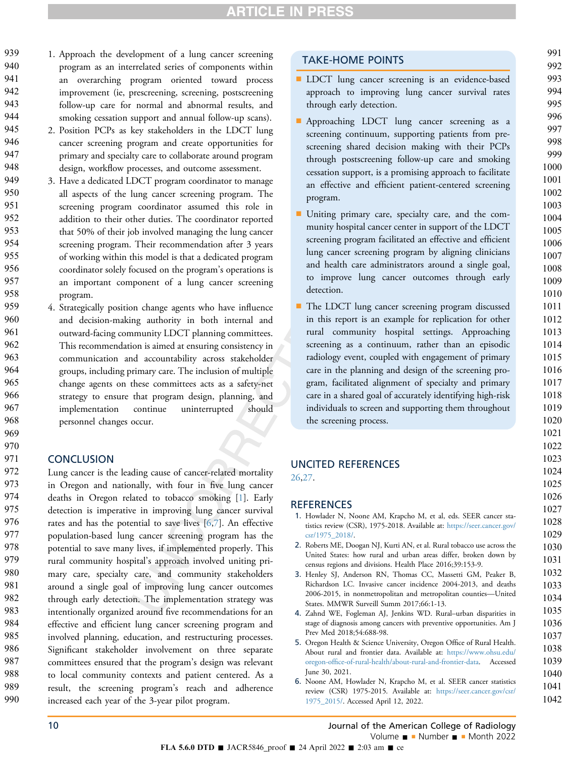1. Approach the development of a lung cancer screening program as an interrelated series of components within an overarching program oriented toward process improvement (ie, prescreening, screening, postscreening follow-up care for normal and abnormal results, and smoking cessation support and annual follow-up scans).
2. Position PCPs as key stakeholders in the LDCT lung cancer screening program and create opportunities for primary and specialty care to collaborate around program design, workflow processes, and outcome assessment.
3. Have a dedicated LDCT program coordinator to manage all aspects of the lung cancer screening program. The screening program coordinator assumed this role in addition to their other duties. The coordinator reported that 50% of their job involved managing the lung cancer screening program. Their recommendation after 3 years of working within this model is that a dedicated program coordinator solely focused on the program's operations is an important component of a lung cancer screening program.
4. Strategically position change agents who have influence and decision-making authority in both internal and outward-facing community LDCT planning committees. This recommendation is aimed at ensuring consistency in communication and accountability across stakeholder groups, including primary care. The inclusion of multiple change agents on these committees acts as a safety-net strategy to ensure that program design, planning, and implementation continue uninterrupted should personnel changes occur.

## CONCLUSION

Lung cancer is the leading cause of cancer-related mortality in Oregon and nationally, with four in five lung cancer deaths in Oregon related to tobacco smoking [1]. Early detection is imperative in improving lung cancer survival rates and has the potential to save lives [6,7]. An effective population-based lung cancer screening program has the potential to save many lives, if implemented properly. This rural community hospital's approach involved uniting primary care, specialty care, and community stakeholders around a single goal of improving lung cancer outcomes through early detection. The implementation strategy was intentionally organized around five recommendations for an effective and efficient lung cancer screening program and involved planning, education, and restructuring processes. Significant stakeholder involvement on three separate committees ensured that the program's design was relevant to local community contexts and patient centered. As a result, the screening program's reach and adherence increased each year of the 3-year pilot program.

## TAKE-HOME POINTS

- LDCT lung cancer screening is an evidence-based approach to improving lung cancer survival rates through early detection.
- Approaching LDCT lung cancer screening as a screening continuum, supporting patients from prescreening shared decision making with their PCPs through postscreening follow-up care and smoking cessation support, is a promising approach to facilitate an effective and efficient patient-centered screening program.
- Uniting primary care, specialty care, and the community hospital cancer center in support of the LDCT screening program facilitated an effective and efficient lung cancer screening program by aligning clinicians and health care administrators around a single goal, to improve lung cancer outcomes through early detection.
- The LDCT lung cancer screening program discussed in this report is an example for replication for other rural community hospital settings. Approaching screening as a continuum, rather than an episodic radiology event, coupled with engagement of primary care in the planning and design of the screening program, facilitated alignment of specialty and primary care in a shared goal of accurately identifying high-risk individuals to screen and supporting them throughout the screening process.

## UNCITED REFERENCES

26,27.

## REFERENCES

1. Howlader N, Noone AM, Krapcho M, et al, eds. SEER cancer statistics review (CSR), 1975-2018. Available at: https://seer.cancer.gov/csr/1975_2018/.
2. Roberts ME, Doogan NJ, Kurti AN, et al. Rural tobacco use across the United States: how rural and urban areas differ, broken down by census regions and divisions. Health Place 2016;39:153-9.
3. Henley SJ, Anderson RN, Thomas CC, Massetti GM, Peaker B, Richardson LC. Invasive cancer incidence 2004-2013, and deaths 2006-2015, in nonmetropolitan and metropolitan counties—United States. MMWR Surveill Summ 2017;66:1-13.
4. Zahnd WE, Fogleman AJ, Jenkins WD. Rural–urban disparities in stage of diagnosis among cancers with preventive opportunities. Am J Prev Med 2018;54:688-98.
5. Oregon Health & Science University, Oregon Office of Rural Health. About rural and frontier data. Available at: https://www.ohsu.edu/oregon-office-of-rural-health/about-rural-and-frontier-data. Accessed June 30, 2021.
6. Noone AM, Howlader N, Krapcho M, et al. SEER cancer statistics review (CSR) 1975-2015. Available at: https://seer.cancer.gov/csr/1975_2015/. Accessed April 12, 2022.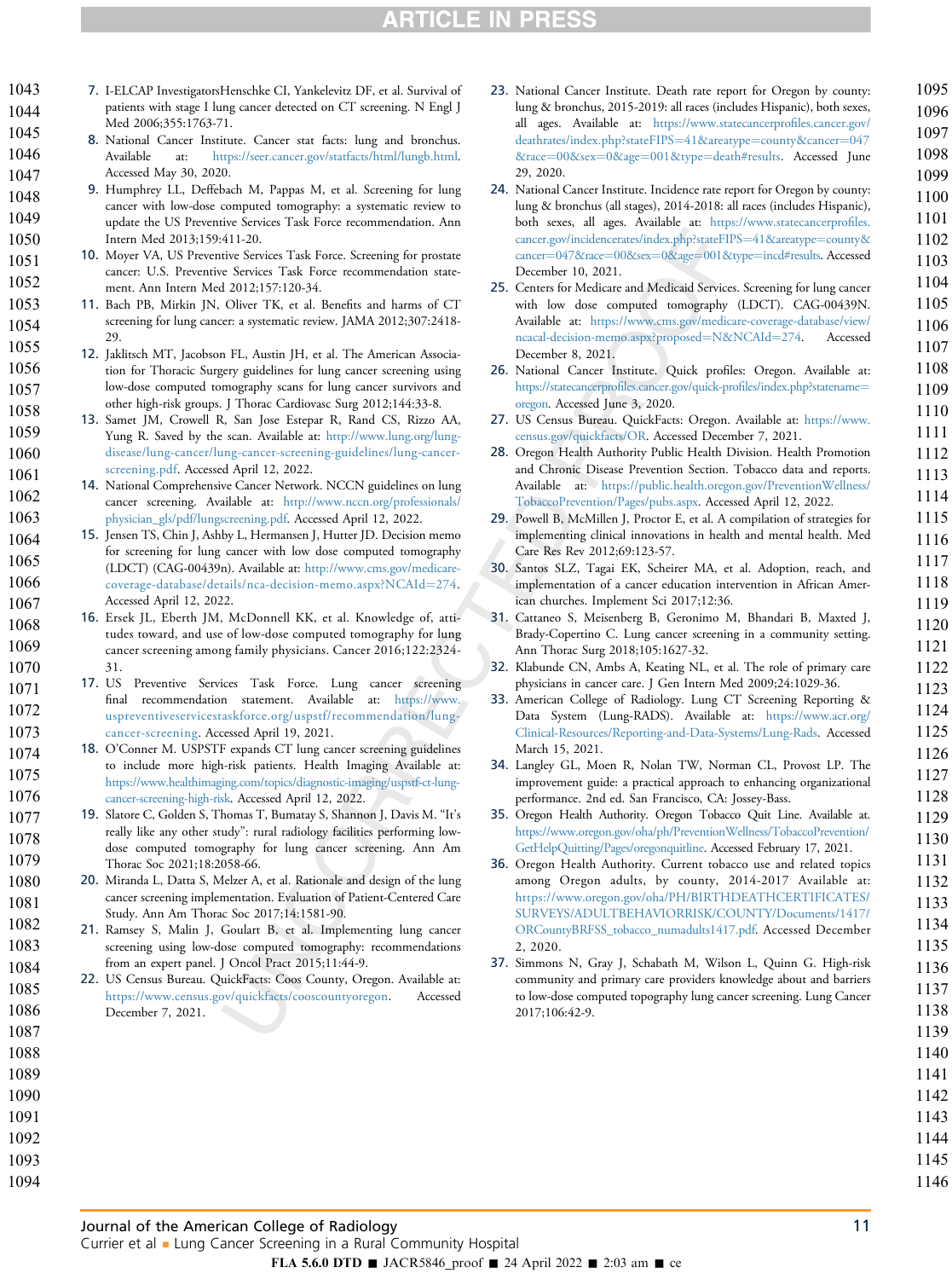7. I-ELCAP InvestigatorsHenschke CI, Yankelevitz DF, et al. Survival of patients with stage I lung cancer detected on CT screening. N Engl J Med 2006;355:1763-71.
8. National Cancer Institute. Cancer stat facts: lung and bronchus. Available at: https://seer.cancer.gov/statfacts/html/lungb.html. Accessed May 30, 2020.
9. Humphrey LL, Deffebach M, Pappas M, et al. Screening for lung cancer with low-dose computed tomography: a systematic review to update the US Preventive Services Task Force recommendation. Ann Intern Med 2013;159:411-20.
10. Moyer VA, US Preventive Services Task Force. Screening for prostate cancer: U.S. Preventive Services Task Force recommendation statement. Ann Intern Med 2012;157:120-34.
11. Bach PB, Mirkin JN, Oliver TK, et al. Benefits and harms of CT screening for lung cancer: a systematic review. JAMA 2012;307:2418-29.
12. Jaklitsch MT, Jacobson FL, Austin JH, et al. The American Association for Thoracic Surgery guidelines for lung cancer screening using low-dose computed tomography scans for lung cancer survivors and other high-risk groups. J Thorac Cardiovasc Surg 2012;144:33-8.
13. Samet JM, Crowell R, San Jose Estepar R, Rand CS, Rizzo AA, Yung R. Saved by the scan. Available at: http://www.lung.org/lung-disease/lung-cancer/lung-cancer-screening-guidelines/lung-cancer-screening.pdf. Accessed April 12, 2022.
14. National Comprehensive Cancer Network. NCCN guidelines on lung cancer screening. Available at: http://www.nccn.org/professionals/physician_gls/pdf/lungscreening.pdf. Accessed April 12, 2022.
15. Jensen TS, Chin J, Ashby L, Hermansen J, Hutter JD. Decision memo for screening for lung cancer with low dose computed tomography (LDCT) (CAG-00439n). Available at: http://www.cms.gov/medicare-coverage-database/details/nca-decision-memo.aspx?NCAId=274. Accessed April 12, 2022.
16. Ersek JL, Eberth JM, McDonnell KK, et al. Knowledge of, attitudes toward, and use of low-dose computed tomography for lung cancer screening among family physicians. Cancer 2016;122:2324-31.
17. US Preventive Services Task Force. Lung cancer screening final recommendation statement. Available at: https://www.uspreventiveservicestaskforce.org/uspstf/recommendation/lung-cancer-screening. Accessed April 19, 2021.
18. O'Conner M. USPSTF expands CT lung cancer screening guidelines to include more high-risk patients. Health Imaging Available at: https://www.healthimaging.com/topics/diagnostic-imaging/uspstf-ct-lung-cancer-screening-high-risk. Accessed April 12, 2022.
19. Slatore C, Golden S, Thomas T, Bumatay S, Shannon J, Davis M. "It's really like any other study": rural radiology facilities performing low-dose computed tomography for lung cancer screening. Ann Am Thorac Soc 2021;18:2058-66.
20. Miranda L, Datta S, Melzer A, et al. Rationale and design of the lung cancer screening implementation. Evaluation of Patient-Centered Care Study. Ann Am Thorac Soc 2017;14:1581-90.
21. Ramsey S, Malin J, Goulart B, et al. Implementing lung cancer screening using low-dose computed tomography: recommendations from an expert panel. J Oncol Pract 2015;11:44-9.
22. US Census Bureau. QuickFacts: Coos County, Oregon. Available at: https://www.census.gov/quickfacts/cooscountyoregon. Accessed December 7, 2021.
23. National Cancer Institute. Death rate report for Oregon by county: lung & bronchus, 2015-2019: all races (includes Hispanic), both sexes, all ages. Available at: https://www.statecancerprofiles.cancer.gov/deathrates/index.php?stateFIPS=41&areatype=county&cancer=047&race=00&sex=0&age=001&type=death#results. Accessed June 29, 2020.
24. National Cancer Institute. Incidence rate report for Oregon by county: lung & bronchus (all stages), 2014-2018: all races (includes Hispanic), both sexes, all ages. Available at: https://www.statecancerprofiles.cancer.gov/incidencerates/index.php?stateFIPS=41&areatype=county&cancer=047&race=00&sex=0&age=001&type=incd#results. Accessed December 10, 2021.
25. Centers for Medicare and Medicaid Services. Screening for lung cancer with low dose computed tomography (LDCT). CAG-00439N. Available at: https://www.cms.gov/medicare-coverage-database/view/ncacal-decision-memo.aspx?proposed=N&NCAId=274. Accessed December 8, 2021.
26. National Cancer Institute. Quick profiles: Oregon. Available at: https://statecancerprofiles.cancer.gov/quick-profiles/index.php?statename=oregon. Accessed June 3, 2020.
27. US Census Bureau. QuickFacts: Oregon. Available at: https://www.census.gov/quickfacts/OR. Accessed December 7, 2021.
28. Oregon Health Authority Public Health Division. Health Promotion and Chronic Disease Prevention Section. Tobacco data and reports. Available at: https://public.health.oregon.gov/PreventionWellness/TobaccoPrevention/Pages/pubs.aspx. Accessed April 12, 2022.
29. Powell B, McMillen J, Proctor E, et al. A compilation of strategies for implementing clinical innovations in health and mental health. Med Care Res Rev 2012;69:123-57.
30. Santos SLZ, Tagai EK, Scheirer MA, et al. Adoption, reach, and implementation of a cancer education intervention in African American churches. Implement Sci 2017;12:36.
31. Cattaneo S, Meisenberg B, Geronimo M, Bhandari B, Maxted J, Brady-Copertino C. Lung cancer screening in a community setting. Ann Thorac Surg 2018;105:1627-32.
32. Klabunde CN, Ambs A, Keating NL, et al. The role of primary care physicians in cancer care. J Gen Intern Med 2009;24:1029-36.
33. American College of Radiology. Lung CT Screening Reporting & Data System (Lung-RADS). Available at: https://www.acr.org/Clinical-Resources/Reporting-and-Data-Systems/Lung-Rads. Accessed March 15, 2021.
34. Langley GL, Moen R, Nolan TW, Norman CL, Provost LP. The improvement guide: a practical approach to enhancing organizational performance. 2nd ed. San Francisco, CA: Jossey-Bass.
35. Oregon Health Authority. Oregon Tobacco Quit Line. Available at. https://www.oregon.gov/oha/ph/PreventionWellness/TobaccoPrevention/GetHelpQuitting/Pages/oregonquitline. Accessed February 17, 2021.
36. Oregon Health Authority. Current tobacco use and related topics among Oregon adults, by county, 2014-2017 Available at: https://www.oregon.gov/oha/PH/BIRTHDEATHCERTIFICATES/SURVEYS/ADULTBEHAVIORRISK/COUNTY/Documents/1417/ORCountyBRFSS_tobacco_numadults1417.pdf. Accessed December 2, 2020.
37. Simmons N, Gray J, Schabath M, Wilson L, Quinn G. High-risk community and primary care providers knowledge about and barriers to low-dose computed topography lung cancer screening. Lung Cancer 2017;106:42-9.